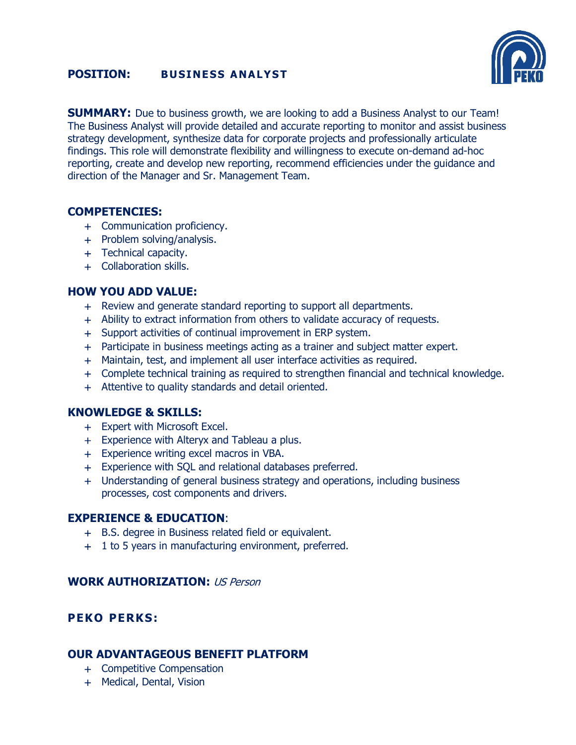**POSITION:** **BUSINESS ANALYST**

**SUMMARY:** Due to business growth, we are looking to add a Business Analyst to our Team! The Business Analyst will provide detailed and accurate reporting to monitor and assist business strategy development, synthesize data for corporate projects and professionally articulate findings. This role will demonstrate flexibility and willingness to execute on-demand ad-hoc reporting, create and develop new reporting, recommend efficiencies under the guidance and direction of the Manager and Sr. Management Team.

## COMPETENCIES:

- Communication proficiency.
- Problem solving/analysis.
- Technical capacity.
- Collaboration skills.

## HOW YOU ADD VALUE:

- Review and generate standard reporting to support all departments.
- Ability to extract information from others to validate accuracy of requests.
- Support activities of continual improvement in ERP system.
- Participate in business meetings acting as a trainer and subject matter expert.
- Maintain, test, and implement all user interface activities as required.
- Complete technical training as required to strengthen financial and technical knowledge.
- Attentive to quality standards and detail oriented.

## KNOWLEDGE & SKILLS:

- Expert with Microsoft Excel.
- Experience with Alteryx and Tableau a plus.
- Experience writing excel macros in VBA.
- Experience with SQL and relational databases preferred.
- Understanding of general business strategy and operations, including business processes, cost components and drivers.

## EXPERIENCE & EDUCATION:

- B.S. degree in Business related field or equivalent.
- 1 to 5 years in manufacturing environment, preferred.

**WORK AUTHORIZATION:** *US Person*

## PEKO PERKS:

## OUR ADVANTAGEOUS BENEFIT PLATFORM

- Competitive Compensation
- Medical, Dental, Vision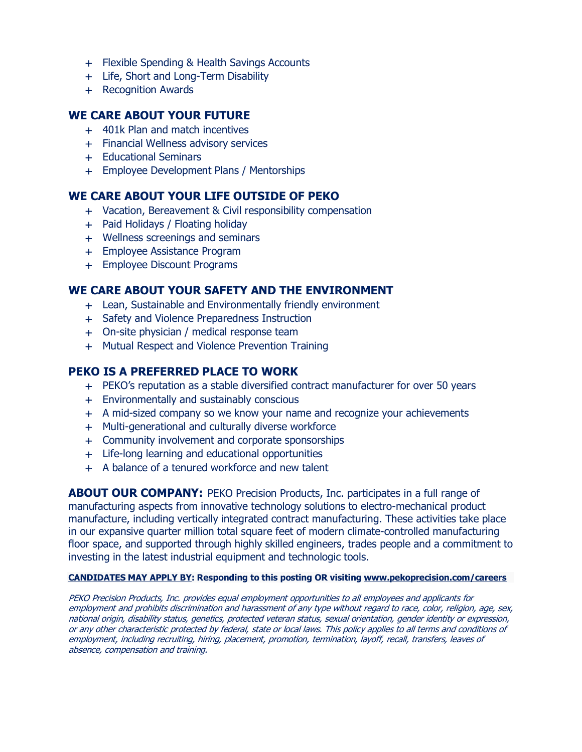- Flexible Spending & Health Savings Accounts
- Life, Short and Long-Term Disability
- Recognition Awards

## WE CARE ABOUT YOUR FUTURE

- 401k Plan and match incentives
- Financial Wellness advisory services
- Educational Seminars
- Employee Development Plans / Mentorships

## WE CARE ABOUT YOUR LIFE OUTSIDE OF PEKO

- Vacation, Bereavement & Civil responsibility compensation
- Paid Holidays / Floating holiday
- Wellness screenings and seminars
- Employee Assistance Program
- Employee Discount Programs

## WE CARE ABOUT YOUR SAFETY AND THE ENVIRONMENT

- Lean, Sustainable and Environmentally friendly environment
- Safety and Violence Preparedness Instruction
- On-site physician / medical response team
- Mutual Respect and Violence Prevention Training

## PEKO IS A PREFERRED PLACE TO WORK

- PEKO's reputation as a stable diversified contract manufacturer for over 50 years
- Environmentally and sustainably conscious
- A mid-sized company so we know your name and recognize your achievements
- Multi-generational and culturally diverse workforce
- Community involvement and corporate sponsorships
- Life-long learning and educational opportunities
- A balance of a tenured workforce and new talent

**ABOUT OUR COMPANY:** PEKO Precision Products, Inc. participates in a full range of manufacturing aspects from innovative technology solutions to electro-mechanical product manufacture, including vertically integrated contract manufacturing. These activities take place in our expansive quarter million total square feet of modern climate-controlled manufacturing floor space, and supported through highly skilled engineers, trades people and a commitment to investing in the latest industrial equipment and technologic tools.

**CANDIDATES MAY APPLY BY: Responding to this posting OR visiting www.pekoprecision.com/careers**

*PEKO Precision Products, Inc. provides equal employment opportunities to all employees and applicants for employment and prohibits discrimination and harassment of any type without regard to race, color, religion, age, sex, national origin, disability status, genetics, protected veteran status, sexual orientation, gender identity or expression, or any other characteristic protected by federal, state or local laws. This policy applies to all terms and conditions of employment, including recruiting, hiring, placement, promotion, termination, layoff, recall, transfers, leaves of absence, compensation and training.*